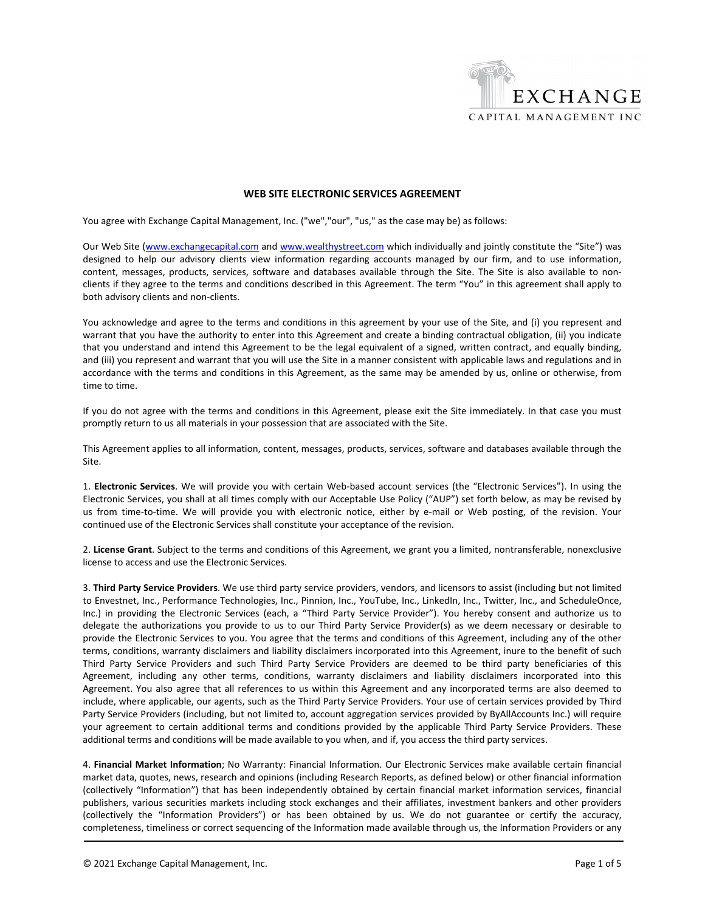EXCHANGE
CAPITAL MANAGEMENT INC

## WEB SITE ELECTRONIC SERVICES AGREEMENT

You agree with Exchange Capital Management, Inc. ("we","our", "us," as the case may be) as follows:

Our Web Site (www.exchangecapital.com and www.wealthystreet.com which individually and jointly constitute the "Site") was designed to help our advisory clients view information regarding accounts managed by our firm, and to use information, content, messages, products, services, software and databases available through the Site. The Site is also available to non-clients if they agree to the terms and conditions described in this Agreement. The term "You" in this agreement shall apply to both advisory clients and non-clients.

You acknowledge and agree to the terms and conditions in this agreement by your use of the Site, and (i) you represent and warrant that you have the authority to enter into this Agreement and create a binding contractual obligation, (ii) you indicate that you understand and intend this Agreement to be the legal equivalent of a signed, written contract, and equally binding, and (iii) you represent and warrant that you will use the Site in a manner consistent with applicable laws and regulations and in accordance with the terms and conditions in this Agreement, as the same may be amended by us, online or otherwise, from time to time.

If you do not agree with the terms and conditions in this Agreement, please exit the Site immediately. In that case you must promptly return to us all materials in your possession that are associated with the Site.

This Agreement applies to all information, content, messages, products, services, software and databases available through the Site.

1. **Electronic Services**. We will provide you with certain Web-based account services (the "Electronic Services"). In using the Electronic Services, you shall at all times comply with our Acceptable Use Policy ("AUP") set forth below, as may be revised by us from time-to-time. We will provide you with electronic notice, either by e-mail or Web posting, of the revision. Your continued use of the Electronic Services shall constitute your acceptance of the revision.

2. **License Grant**. Subject to the terms and conditions of this Agreement, we grant you a limited, nontransferable, nonexclusive license to access and use the Electronic Services.

3. **Third Party Service Providers**. We use third party service providers, vendors, and licensors to assist (including but not limited to Envestnet, Inc., Performance Technologies, Inc., Pinnion, Inc., YouTube, Inc., LinkedIn, Inc., Twitter, Inc., and ScheduleOnce, Inc.) in providing the Electronic Services (each, a "Third Party Service Provider"). You hereby consent and authorize us to delegate the authorizations you provide to us to our Third Party Service Provider(s) as we deem necessary or desirable to provide the Electronic Services to you. You agree that the terms and conditions of this Agreement, including any of the other terms, conditions, warranty disclaimers and liability disclaimers incorporated into this Agreement, inure to the benefit of such Third Party Service Providers and such Third Party Service Providers are deemed to be third party beneficiaries of this Agreement, including any other terms, conditions, warranty disclaimers and liability disclaimers incorporated into this Agreement. You also agree that all references to us within this Agreement and any incorporated terms are also deemed to include, where applicable, our agents, such as the Third Party Service Providers. Your use of certain services provided by Third Party Service Providers (including, but not limited to, account aggregation services provided by ByAllAccounts Inc.) will require your agreement to certain additional terms and conditions provided by the applicable Third Party Service Providers. These additional terms and conditions will be made available to you when, and if, you access the third party services.

4. **Financial Market Information**; No Warranty: Financial Information. Our Electronic Services make available certain financial market data, quotes, news, research and opinions (including Research Reports, as defined below) or other financial information (collectively "Information") that has been independently obtained by certain financial market information services, financial publishers, various securities markets including stock exchanges and their affiliates, investment bankers and other providers (collectively the "Information Providers") or has been obtained by us. We do not guarantee or certify the accuracy, completeness, timeliness or correct sequencing of the Information made available through us, the Information Providers or any

© 2021 Exchange Capital Management, Inc.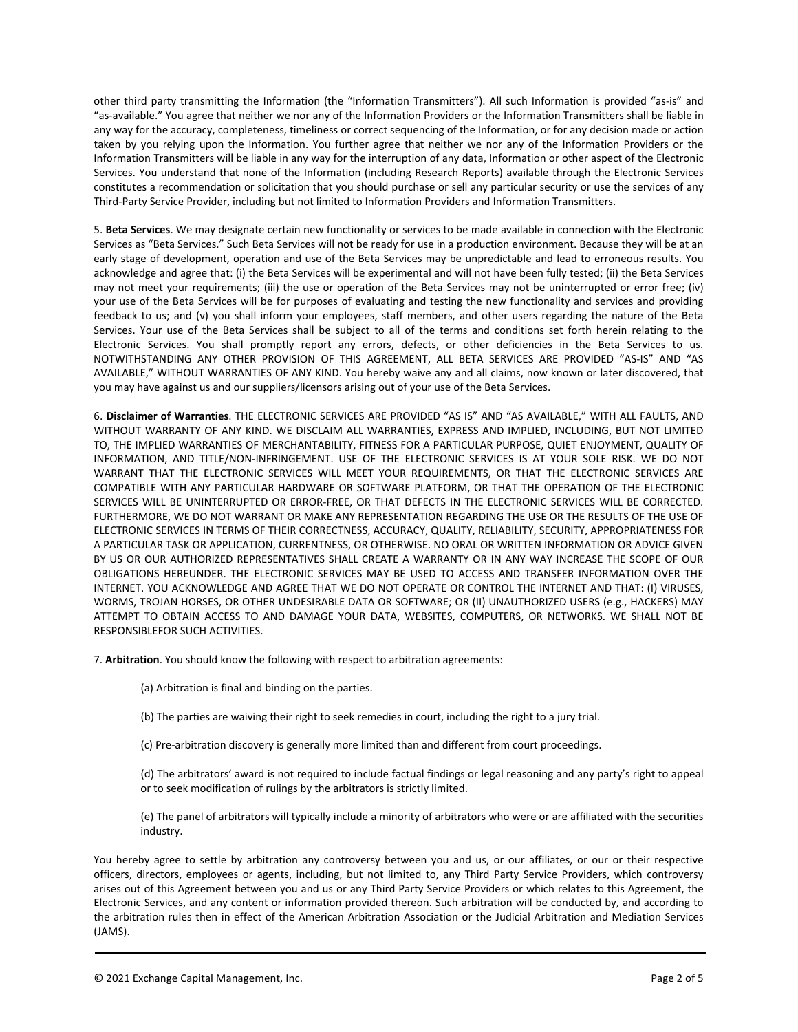other third party transmitting the Information (the "Information Transmitters"). All such Information is provided "as-is" and "as-available." You agree that neither we nor any of the Information Providers or the Information Transmitters shall be liable in any way for the accuracy, completeness, timeliness or correct sequencing of the Information, or for any decision made or action taken by you relying upon the Information. You further agree that neither we nor any of the Information Providers or the Information Transmitters will be liable in any way for the interruption of any data, Information or other aspect of the Electronic Services. You understand that none of the Information (including Research Reports) available through the Electronic Services constitutes a recommendation or solicitation that you should purchase or sell any particular security or use the services of any Third-Party Service Provider, including but not limited to Information Providers and Information Transmitters.

5. **Beta Services**. We may designate certain new functionality or services to be made available in connection with the Electronic Services as "Beta Services." Such Beta Services will not be ready for use in a production environment. Because they will be at an early stage of development, operation and use of the Beta Services may be unpredictable and lead to erroneous results. You acknowledge and agree that: (i) the Beta Services will be experimental and will not have been fully tested; (ii) the Beta Services may not meet your requirements; (iii) the use or operation of the Beta Services may not be uninterrupted or error free; (iv) your use of the Beta Services will be for purposes of evaluating and testing the new functionality and services and providing feedback to us; and (v) you shall inform your employees, staff members, and other users regarding the nature of the Beta Services. Your use of the Beta Services shall be subject to all of the terms and conditions set forth herein relating to the Electronic Services. You shall promptly report any errors, defects, or other deficiencies in the Beta Services to us. NOTWITHSTANDING ANY OTHER PROVISION OF THIS AGREEMENT, ALL BETA SERVICES ARE PROVIDED "AS-IS" AND "AS AVAILABLE," WITHOUT WARRANTIES OF ANY KIND. You hereby waive any and all claims, now known or later discovered, that you may have against us and our suppliers/licensors arising out of your use of the Beta Services.

6. **Disclaimer of Warranties**. THE ELECTRONIC SERVICES ARE PROVIDED "AS IS" AND "AS AVAILABLE," WITH ALL FAULTS, AND WITHOUT WARRANTY OF ANY KIND. WE DISCLAIM ALL WARRANTIES, EXPRESS AND IMPLIED, INCLUDING, BUT NOT LIMITED TO, THE IMPLIED WARRANTIES OF MERCHANTABILITY, FITNESS FOR A PARTICULAR PURPOSE, QUIET ENJOYMENT, QUALITY OF INFORMATION, AND TITLE/NON-INFRINGEMENT. USE OF THE ELECTRONIC SERVICES IS AT YOUR SOLE RISK. WE DO NOT WARRANT THAT THE ELECTRONIC SERVICES WILL MEET YOUR REQUIREMENTS, OR THAT THE ELECTRONIC SERVICES ARE COMPATIBLE WITH ANY PARTICULAR HARDWARE OR SOFTWARE PLATFORM, OR THAT THE OPERATION OF THE ELECTRONIC SERVICES WILL BE UNINTERRUPTED OR ERROR-FREE, OR THAT DEFECTS IN THE ELECTRONIC SERVICES WILL BE CORRECTED. FURTHERMORE, WE DO NOT WARRANT OR MAKE ANY REPRESENTATION REGARDING THE USE OR THE RESULTS OF THE USE OF ELECTRONIC SERVICES IN TERMS OF THEIR CORRECTNESS, ACCURACY, QUALITY, RELIABILITY, SECURITY, APPROPRIATENESS FOR A PARTICULAR TASK OR APPLICATION, CURRENTNESS, OR OTHERWISE. NO ORAL OR WRITTEN INFORMATION OR ADVICE GIVEN BY US OR OUR AUTHORIZED REPRESENTATIVES SHALL CREATE A WARRANTY OR IN ANY WAY INCREASE THE SCOPE OF OUR OBLIGATIONS HEREUNDER. THE ELECTRONIC SERVICES MAY BE USED TO ACCESS AND TRANSFER INFORMATION OVER THE INTERNET. YOU ACKNOWLEDGE AND AGREE THAT WE DO NOT OPERATE OR CONTROL THE INTERNET AND THAT: (I) VIRUSES, WORMS, TROJAN HORSES, OR OTHER UNDESIRABLE DATA OR SOFTWARE; OR (II) UNAUTHORIZED USERS (e.g., HACKERS) MAY ATTEMPT TO OBTAIN ACCESS TO AND DAMAGE YOUR DATA, WEBSITES, COMPUTERS, OR NETWORKS. WE SHALL NOT BE RESPONSIBLEFOR SUCH ACTIVITIES.

7. **Arbitration**. You should know the following with respect to arbitration agreements:

(a) Arbitration is final and binding on the parties.

(b) The parties are waiving their right to seek remedies in court, including the right to a jury trial.

(c) Pre-arbitration discovery is generally more limited than and different from court proceedings.

(d) The arbitrators' award is not required to include factual findings or legal reasoning and any party's right to appeal or to seek modification of rulings by the arbitrators is strictly limited.

(e) The panel of arbitrators will typically include a minority of arbitrators who were or are affiliated with the securities industry.

You hereby agree to settle by arbitration any controversy between you and us, or our affiliates, or our or their respective officers, directors, employees or agents, including, but not limited to, any Third Party Service Providers, which controversy arises out of this Agreement between you and us or any Third Party Service Providers or which relates to this Agreement, the Electronic Services, and any content or information provided thereon. Such arbitration will be conducted by, and according to the arbitration rules then in effect of the American Arbitration Association or the Judicial Arbitration and Mediation Services (JAMS).

© 2021 Exchange Capital Management, Inc.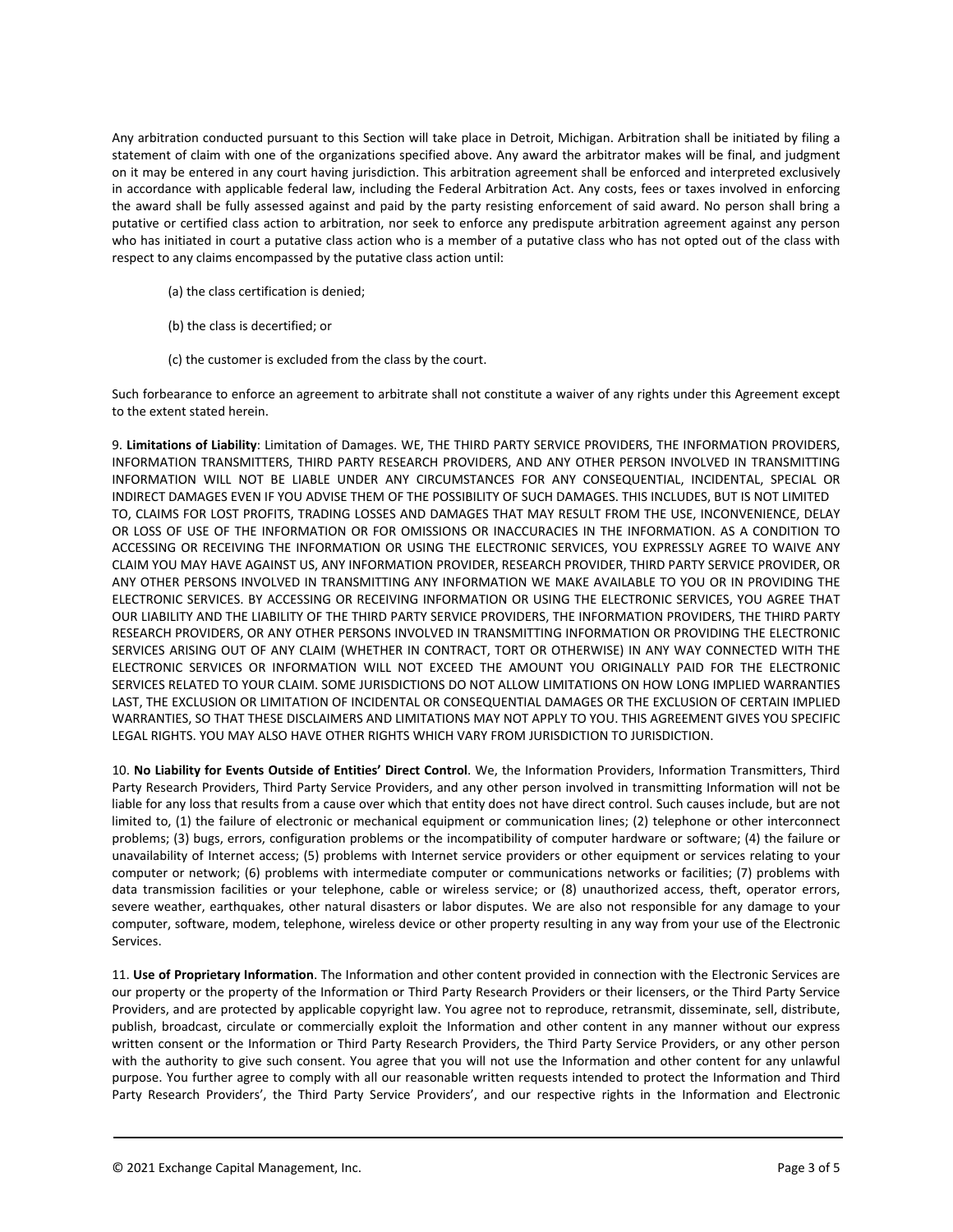Any arbitration conducted pursuant to this Section will take place in Detroit, Michigan. Arbitration shall be initiated by filing a statement of claim with one of the organizations specified above. Any award the arbitrator makes will be final, and judgment on it may be entered in any court having jurisdiction. This arbitration agreement shall be enforced and interpreted exclusively in accordance with applicable federal law, including the Federal Arbitration Act. Any costs, fees or taxes involved in enforcing the award shall be fully assessed against and paid by the party resisting enforcement of said award. No person shall bring a putative or certified class action to arbitration, nor seek to enforce any predispute arbitration agreement against any person who has initiated in court a putative class action who is a member of a putative class who has not opted out of the class with respect to any claims encompassed by the putative class action until:

(a) the class certification is denied;

(b) the class is decertified; or

(c) the customer is excluded from the class by the court.

Such forbearance to enforce an agreement to arbitrate shall not constitute a waiver of any rights under this Agreement except to the extent stated herein.

9. **Limitations of Liability**: Limitation of Damages. WE, THE THIRD PARTY SERVICE PROVIDERS, THE INFORMATION PROVIDERS, INFORMATION TRANSMITTERS, THIRD PARTY RESEARCH PROVIDERS, AND ANY OTHER PERSON INVOLVED IN TRANSMITTING INFORMATION WILL NOT BE LIABLE UNDER ANY CIRCUMSTANCES FOR ANY CONSEQUENTIAL, INCIDENTAL, SPECIAL OR INDIRECT DAMAGES EVEN IF YOU ADVISE THEM OF THE POSSIBILITY OF SUCH DAMAGES. THIS INCLUDES, BUT IS NOT LIMITED TO, CLAIMS FOR LOST PROFITS, TRADING LOSSES AND DAMAGES THAT MAY RESULT FROM THE USE, INCONVENIENCE, DELAY OR LOSS OF USE OF THE INFORMATION OR FOR OMISSIONS OR INACCURACIES IN THE INFORMATION. AS A CONDITION TO ACCESSING OR RECEIVING THE INFORMATION OR USING THE ELECTRONIC SERVICES, YOU EXPRESSLY AGREE TO WAIVE ANY CLAIM YOU MAY HAVE AGAINST US, ANY INFORMATION PROVIDER, RESEARCH PROVIDER, THIRD PARTY SERVICE PROVIDER, OR ANY OTHER PERSONS INVOLVED IN TRANSMITTING ANY INFORMATION WE MAKE AVAILABLE TO YOU OR IN PROVIDING THE ELECTRONIC SERVICES. BY ACCESSING OR RECEIVING INFORMATION OR USING THE ELECTRONIC SERVICES, YOU AGREE THAT OUR LIABILITY AND THE LIABILITY OF THE THIRD PARTY SERVICE PROVIDERS, THE INFORMATION PROVIDERS, THE THIRD PARTY RESEARCH PROVIDERS, OR ANY OTHER PERSONS INVOLVED IN TRANSMITTING INFORMATION OR PROVIDING THE ELECTRONIC SERVICES ARISING OUT OF ANY CLAIM (WHETHER IN CONTRACT, TORT OR OTHERWISE) IN ANY WAY CONNECTED WITH THE ELECTRONIC SERVICES OR INFORMATION WILL NOT EXCEED THE AMOUNT YOU ORIGINALLY PAID FOR THE ELECTRONIC SERVICES RELATED TO YOUR CLAIM. SOME JURISDICTIONS DO NOT ALLOW LIMITATIONS ON HOW LONG IMPLIED WARRANTIES LAST, THE EXCLUSION OR LIMITATION OF INCIDENTAL OR CONSEQUENTIAL DAMAGES OR THE EXCLUSION OF CERTAIN IMPLIED WARRANTIES, SO THAT THESE DISCLAIMERS AND LIMITATIONS MAY NOT APPLY TO YOU. THIS AGREEMENT GIVES YOU SPECIFIC LEGAL RIGHTS. YOU MAY ALSO HAVE OTHER RIGHTS WHICH VARY FROM JURISDICTION TO JURISDICTION.

10. **No Liability for Events Outside of Entities' Direct Control**. We, the Information Providers, Information Transmitters, Third Party Research Providers, Third Party Service Providers, and any other person involved in transmitting Information will not be liable for any loss that results from a cause over which that entity does not have direct control. Such causes include, but are not limited to, (1) the failure of electronic or mechanical equipment or communication lines; (2) telephone or other interconnect problems; (3) bugs, errors, configuration problems or the incompatibility of computer hardware or software; (4) the failure or unavailability of Internet access; (5) problems with Internet service providers or other equipment or services relating to your computer or network; (6) problems with intermediate computer or communications networks or facilities; (7) problems with data transmission facilities or your telephone, cable or wireless service; or (8) unauthorized access, theft, operator errors, severe weather, earthquakes, other natural disasters or labor disputes. We are also not responsible for any damage to your computer, software, modem, telephone, wireless device or other property resulting in any way from your use of the Electronic Services.

11. **Use of Proprietary Information**. The Information and other content provided in connection with the Electronic Services are our property or the property of the Information or Third Party Research Providers or their licensers, or the Third Party Service Providers, and are protected by applicable copyright law. You agree not to reproduce, retransmit, disseminate, sell, distribute, publish, broadcast, circulate or commercially exploit the Information and other content in any manner without our express written consent or the Information or Third Party Research Providers, the Third Party Service Providers, or any other person with the authority to give such consent. You agree that you will not use the Information and other content for any unlawful purpose. You further agree to comply with all our reasonable written requests intended to protect the Information and Third Party Research Providers', the Third Party Service Providers', and our respective rights in the Information and Electronic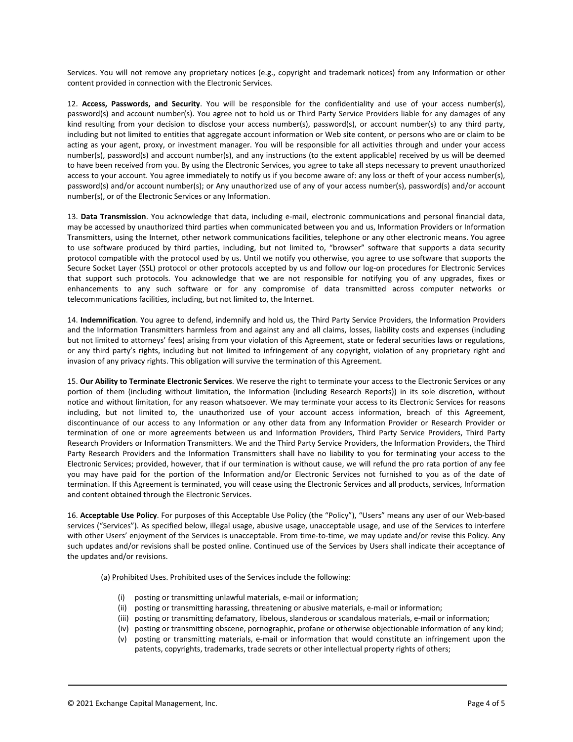Services. You will not remove any proprietary notices (e.g., copyright and trademark notices) from any Information or other content provided in connection with the Electronic Services.

12. **Access, Passwords, and Security**. You will be responsible for the confidentiality and use of your access number(s), password(s) and account number(s). You agree not to hold us or Third Party Service Providers liable for any damages of any kind resulting from your decision to disclose your access number(s), password(s), or account number(s) to any third party, including but not limited to entities that aggregate account information or Web site content, or persons who are or claim to be acting as your agent, proxy, or investment manager. You will be responsible for all activities through and under your access number(s), password(s) and account number(s), and any instructions (to the extent applicable) received by us will be deemed to have been received from you. By using the Electronic Services, you agree to take all steps necessary to prevent unauthorized access to your account. You agree immediately to notify us if you become aware of: any loss or theft of your access number(s), password(s) and/or account number(s); or Any unauthorized use of any of your access number(s), password(s) and/or account number(s), or of the Electronic Services or any Information.

13. **Data Transmission**. You acknowledge that data, including e-mail, electronic communications and personal financial data, may be accessed by unauthorized third parties when communicated between you and us, Information Providers or Information Transmitters, using the Internet, other network communications facilities, telephone or any other electronic means. You agree to use software produced by third parties, including, but not limited to, "browser" software that supports a data security protocol compatible with the protocol used by us. Until we notify you otherwise, you agree to use software that supports the Secure Socket Layer (SSL) protocol or other protocols accepted by us and follow our log-on procedures for Electronic Services that support such protocols. You acknowledge that we are not responsible for notifying you of any upgrades, fixes or enhancements to any such software or for any compromise of data transmitted across computer networks or telecommunications facilities, including, but not limited to, the Internet.

14. **Indemnification**. You agree to defend, indemnify and hold us, the Third Party Service Providers, the Information Providers and the Information Transmitters harmless from and against any and all claims, losses, liability costs and expenses (including but not limited to attorneys' fees) arising from your violation of this Agreement, state or federal securities laws or regulations, or any third party's rights, including but not limited to infringement of any copyright, violation of any proprietary right and invasion of any privacy rights. This obligation will survive the termination of this Agreement.

15. **Our Ability to Terminate Electronic Services**. We reserve the right to terminate your access to the Electronic Services or any portion of them (including without limitation, the Information (including Research Reports)) in its sole discretion, without notice and without limitation, for any reason whatsoever. We may terminate your access to its Electronic Services for reasons including, but not limited to, the unauthorized use of your account access information, breach of this Agreement, discontinuance of our access to any Information or any other data from any Information Provider or Research Provider or termination of one or more agreements between us and Information Providers, Third Party Service Providers, Third Party Research Providers or Information Transmitters. We and the Third Party Service Providers, the Information Providers, the Third Party Research Providers and the Information Transmitters shall have no liability to you for terminating your access to the Electronic Services; provided, however, that if our termination is without cause, we will refund the pro rata portion of any fee you may have paid for the portion of the Information and/or Electronic Services not furnished to you as of the date of termination. If this Agreement is terminated, you will cease using the Electronic Services and all products, services, Information and content obtained through the Electronic Services.

16. **Acceptable Use Policy**. For purposes of this Acceptable Use Policy (the "Policy"), "Users" means any user of our Web-based services ("Services"). As specified below, illegal usage, abusive usage, unacceptable usage, and use of the Services to interfere with other Users' enjoyment of the Services is unacceptable. From time-to-time, we may update and/or revise this Policy. Any such updates and/or revisions shall be posted online. Continued use of the Services by Users shall indicate their acceptance of the updates and/or revisions.

(a) Prohibited Uses. Prohibited uses of the Services include the following:

- (i) posting or transmitting unlawful materials, e-mail or information;
- (ii) posting or transmitting harassing, threatening or abusive materials, e-mail or information;
- (iii) posting or transmitting defamatory, libelous, slanderous or scandalous materials, e-mail or information;
- (iv) posting or transmitting obscene, pornographic, profane or otherwise objectionable information of any kind;
- (v) posting or transmitting materials, e-mail or information that would constitute an infringement upon the patents, copyrights, trademarks, trade secrets or other intellectual property rights of others;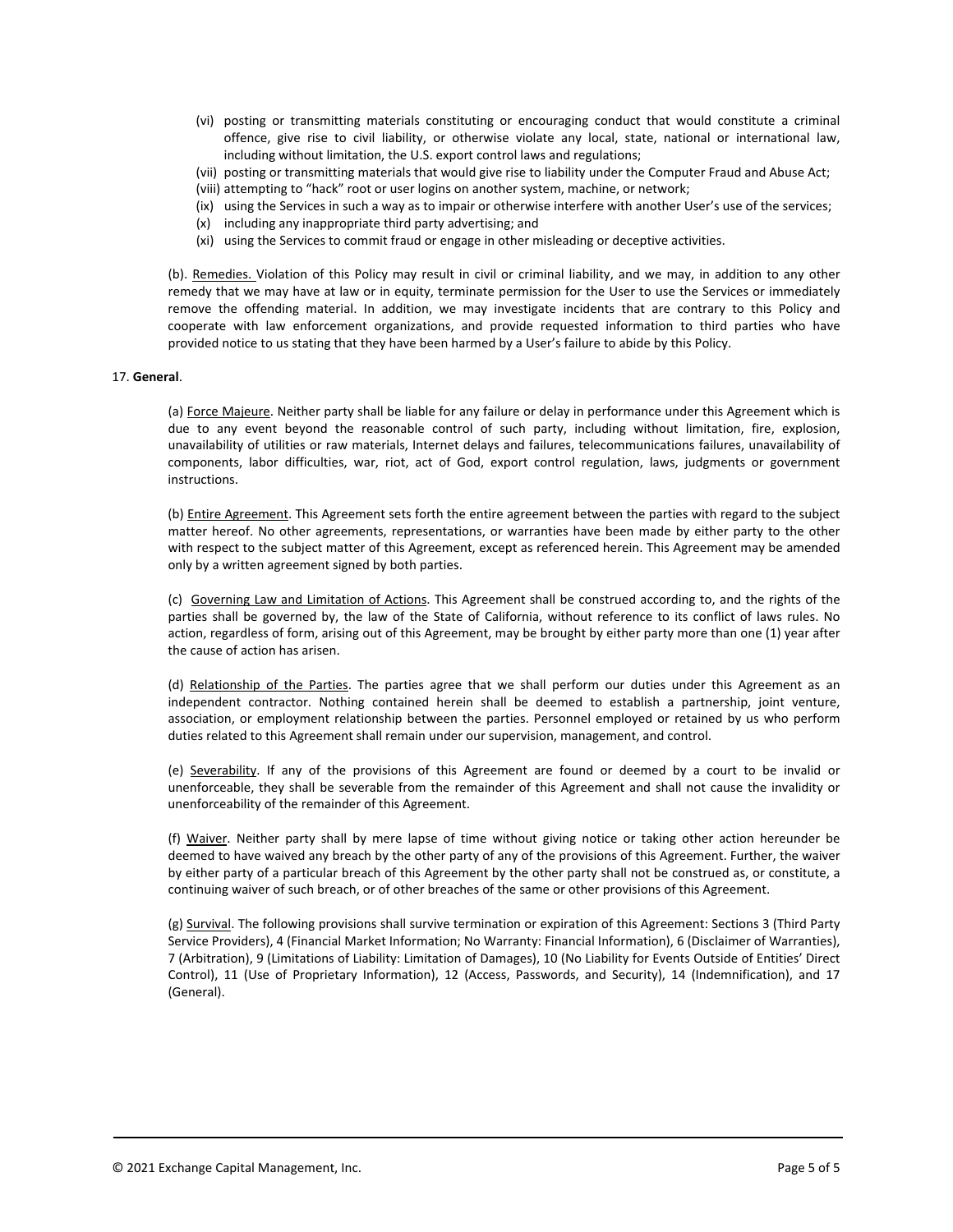(vi) posting or transmitting materials constituting or encouraging conduct that would constitute a criminal offence, give rise to civil liability, or otherwise violate any local, state, national or international law, including without limitation, the U.S. export control laws and regulations;

(vii) posting or transmitting materials that would give rise to liability under the Computer Fraud and Abuse Act;

(viii) attempting to "hack" root or user logins on another system, machine, or network;

(ix) using the Services in such a way as to impair or otherwise interfere with another User's use of the services;

(x) including any inappropriate third party advertising; and

(xi) using the Services to commit fraud or engage in other misleading or deceptive activities.

(b). Remedies. Violation of this Policy may result in civil or criminal liability, and we may, in addition to any other remedy that we may have at law or in equity, terminate permission for the User to use the Services or immediately remove the offending material. In addition, we may investigate incidents that are contrary to this Policy and cooperate with law enforcement organizations, and provide requested information to third parties who have provided notice to us stating that they have been harmed by a User's failure to abide by this Policy.

17. **General**.

(a) Force Majeure. Neither party shall be liable for any failure or delay in performance under this Agreement which is due to any event beyond the reasonable control of such party, including without limitation, fire, explosion, unavailability of utilities or raw materials, Internet delays and failures, telecommunications failures, unavailability of components, labor difficulties, war, riot, act of God, export control regulation, laws, judgments or government instructions.

(b) Entire Agreement. This Agreement sets forth the entire agreement between the parties with regard to the subject matter hereof. No other agreements, representations, or warranties have been made by either party to the other with respect to the subject matter of this Agreement, except as referenced herein. This Agreement may be amended only by a written agreement signed by both parties.

(c) Governing Law and Limitation of Actions. This Agreement shall be construed according to, and the rights of the parties shall be governed by, the law of the State of California, without reference to its conflict of laws rules. No action, regardless of form, arising out of this Agreement, may be brought by either party more than one (1) year after the cause of action has arisen.

(d) Relationship of the Parties. The parties agree that we shall perform our duties under this Agreement as an independent contractor. Nothing contained herein shall be deemed to establish a partnership, joint venture, association, or employment relationship between the parties. Personnel employed or retained by us who perform duties related to this Agreement shall remain under our supervision, management, and control.

(e) Severability. If any of the provisions of this Agreement are found or deemed by a court to be invalid or unenforceable, they shall be severable from the remainder of this Agreement and shall not cause the invalidity or unenforceability of the remainder of this Agreement.

(f) Waiver. Neither party shall by mere lapse of time without giving notice or taking other action hereunder be deemed to have waived any breach by the other party of any of the provisions of this Agreement. Further, the waiver by either party of a particular breach of this Agreement by the other party shall not be construed as, or constitute, a continuing waiver of such breach, or of other breaches of the same or other provisions of this Agreement.

(g) Survival. The following provisions shall survive termination or expiration of this Agreement: Sections 3 (Third Party Service Providers), 4 (Financial Market Information; No Warranty: Financial Information), 6 (Disclaimer of Warranties), 7 (Arbitration), 9 (Limitations of Liability: Limitation of Damages), 10 (No Liability for Events Outside of Entities' Direct Control), 11 (Use of Proprietary Information), 12 (Access, Passwords, and Security), 14 (Indemnification), and 17 (General).

© 2021 Exchange Capital Management, Inc.